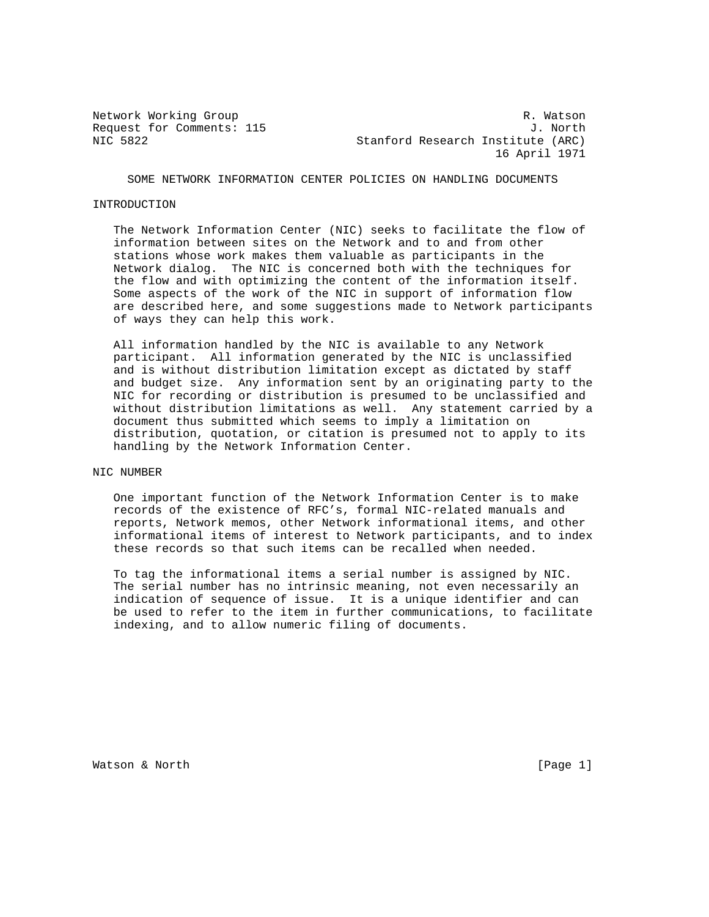Network Working Group R. Watson
Request for Comments: 115 J. North
NIC 5822 Stanford Research Institute (ARC)
16 April 1971

# SOME NETWORK INFORMATION CENTER POLICIES ON HANDLING DOCUMENTS

## INTRODUCTION

The Network Information Center (NIC) seeks to facilitate the flow of information between sites on the Network and to and from other stations whose work makes them valuable as participants in the Network dialog. The NIC is concerned both with the techniques for the flow and with optimizing the content of the information itself. Some aspects of the work of the NIC in support of information flow are described here, and some suggestions made to Network participants of ways they can help this work.

All information handled by the NIC is available to any Network participant. All information generated by the NIC is unclassified and is without distribution limitation except as dictated by staff and budget size. Any information sent by an originating party to the NIC for recording or distribution is presumed to be unclassified and without distribution limitations as well. Any statement carried by a document thus submitted which seems to imply a limitation on distribution, quotation, or citation is presumed not to apply to its handling by the Network Information Center.

## NIC NUMBER

One important function of the Network Information Center is to make records of the existence of RFC's, formal NIC-related manuals and reports, Network memos, other Network informational items, and other informational items of interest to Network participants, and to index these records so that such items can be recalled when needed.

To tag the informational items a serial number is assigned by NIC. The serial number has no intrinsic meaning, not even necessarily an indication of sequence of issue. It is a unique identifier and can be used to refer to the item in further communications, to facilitate indexing, and to allow numeric filing of documents.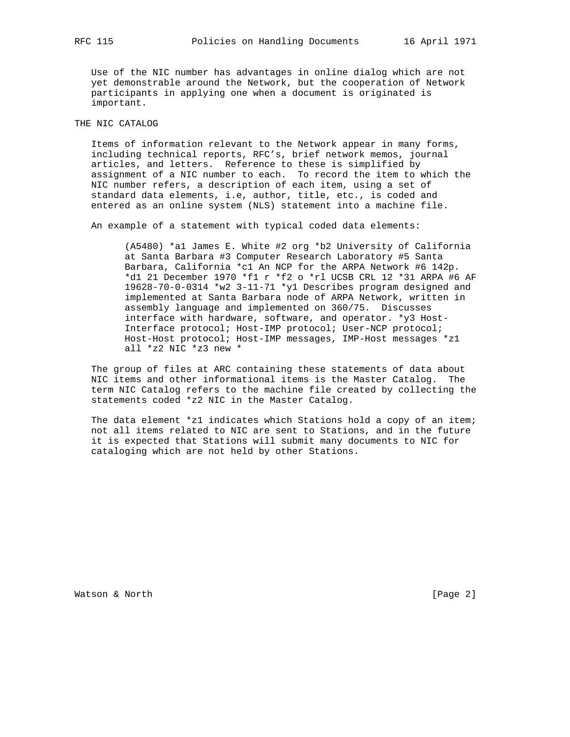Use of the NIC number has advantages in online dialog which are not yet demonstrable around the Network, but the cooperation of Network participants in applying one when a document is originated is important.

## THE NIC CATALOG

Items of information relevant to the Network appear in many forms, including technical reports, RFC's, brief network memos, journal articles, and letters. Reference to these is simplified by assignment of a NIC number to each. To record the item to which the NIC number refers, a description of each item, using a set of standard data elements, i.e, author, title, etc., is coded and entered as an online system (NLS) statement into a machine file.

An example of a statement with typical coded data elements:

```
(A5480) *a1 James E. White #2 org *b2 University of California
at Santa Barbara #3 Computer Research Laboratory #5 Santa
Barbara, California *c1 An NCP for the ARPA Network #6 142p.
*d1 21 December 1970 *f1 r *f2 o *rl UCSB CRL 12 *31 ARPA #6 AF
19628-70-0-0314 *w2 3-11-71 *y1 Describes program designed and
implemented at Santa Barbara node of ARPA Network, written in
assembly language and implemented on 360/75.  Discusses
interface with hardware, software, and operator. *y3 Host-
Interface protocol; Host-IMP protocol; User-NCP protocol;
Host-Host protocol; Host-IMP messages, IMP-Host messages *z1
all *z2 NIC *z3 new *
```

The group of files at ARC containing these statements of data about NIC items and other informational items is the Master Catalog. The term NIC Catalog refers to the machine file created by collecting the statements coded *z2 NIC in the Master Catalog.

The data element *z1 indicates which Stations hold a copy of an item; not all items related to NIC are sent to Stations, and in the future it is expected that Stations will submit many documents to NIC for cataloging which are not held by other Stations.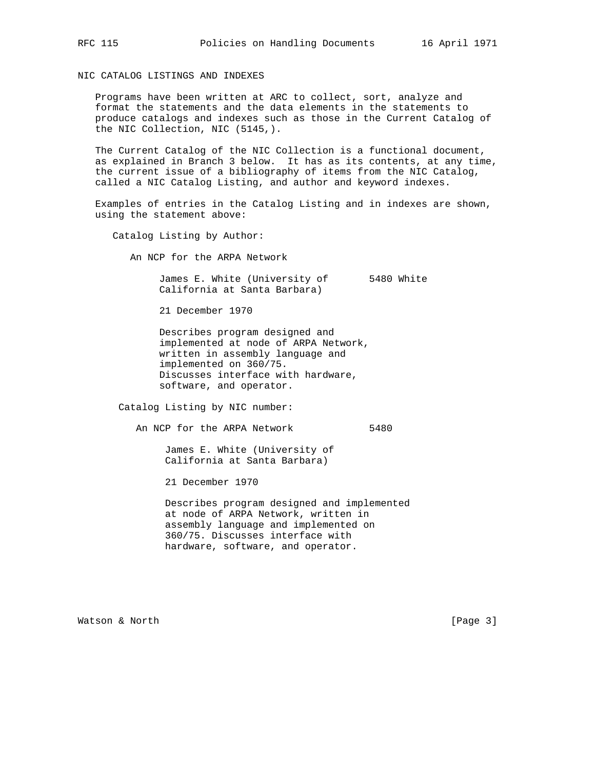## NIC CATALOG LISTINGS AND INDEXES

Programs have been written at ARC to collect, sort, analyze and format the statements and the data elements in the statements to produce catalogs and indexes such as those in the Current Catalog of the NIC Collection, NIC (5145,).

The Current Catalog of the NIC Collection is a functional document, as explained in Branch 3 below. It has as its contents, at any time, the current issue of a bibliography of items from the NIC Catalog, called a NIC Catalog Listing, and author and keyword indexes.

Examples of entries in the Catalog Listing and in indexes are shown, using the statement above:

Catalog Listing by Author:

```
   An NCP for the ARPA Network

        James E. White (University of       5480 White
        California at Santa Barbara)

        21 December 1970

        Describes program designed and
        implemented at node of ARPA Network,
        written in assembly language and
        implemented on 360/75.
        Discusses interface with hardware,
        software, and operator.
```

Catalog Listing by NIC number:

```
   An NCP for the ARPA Network            5480

        James E. White (University of
        California at Santa Barbara)

        21 December 1970

        Describes program designed and implemented
        at node of ARPA Network, written in
        assembly language and implemented on
        360/75. Discusses interface with
        hardware, software, and operator.
```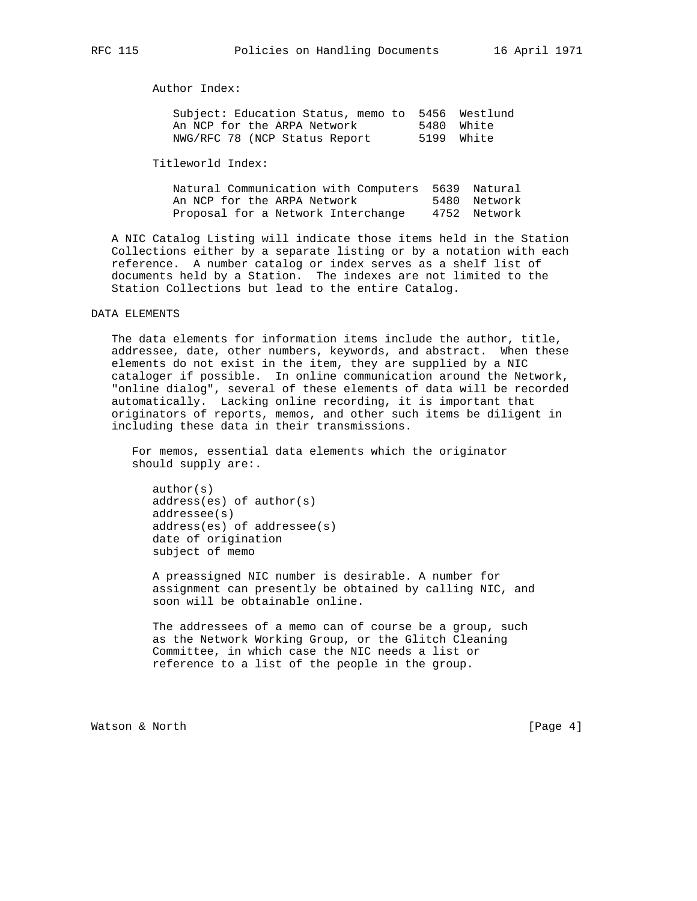Author Index:

| | | |
|---|---|---|
| Subject: Education Status, memo to | 5456 | Westlund |
| An NCP for the ARPA Network | 5480 | White |
| NWG/RFC 78 (NCP Status Report | 5199 | White |

Titleworld Index:

| | | |
|---|---|---|
| Natural Communication with Computers | 5639 | Natural |
| An NCP for the ARPA Network | 5480 | Network |
| Proposal for a Network Interchange | 4752 | Network |

A NIC Catalog Listing will indicate those items held in the Station Collections either by a separate listing or by a notation with each reference. A number catalog or index serves as a shelf list of documents held by a Station. The indexes are not limited to the Station Collections but lead to the entire Catalog.

## DATA ELEMENTS

The data elements for information items include the author, title, addressee, date, other numbers, keywords, and abstract. When these elements do not exist in the item, they are supplied by a NIC cataloger if possible. In online communication around the Network, "online dialog", several of these elements of data will be recorded automatically. Lacking online recording, it is important that originators of reports, memos, and other such items be diligent in including these data in their transmissions.

For memos, essential data elements which the originator should supply are:.

- author(s)
- address(es) of author(s)
- addressee(s)
- address(es) of addressee(s)
- date of origination
- subject of memo

A preassigned NIC number is desirable. A number for assignment can presently be obtained by calling NIC, and soon will be obtainable online.

The addressees of a memo can of course be a group, such as the Network Working Group, or the Glitch Cleaning Committee, in which case the NIC needs a list or reference to a list of the people in the group.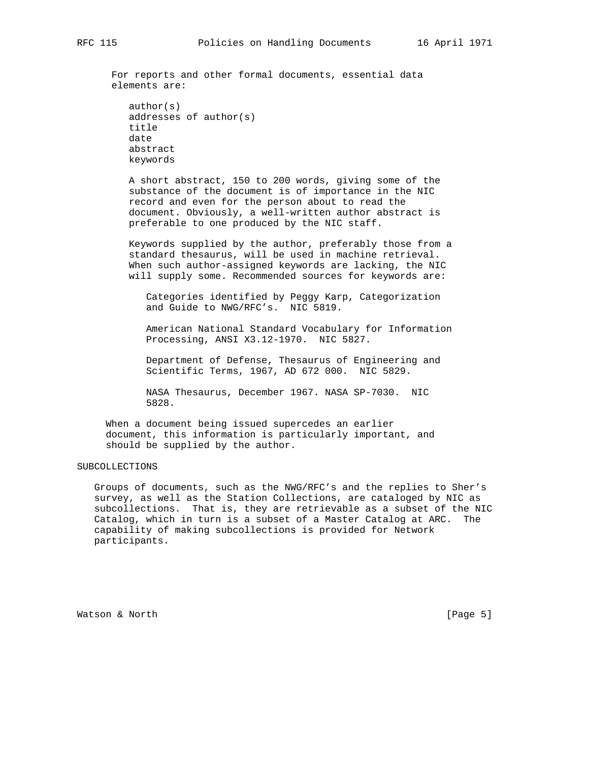For reports and other formal documents, essential data elements are:

- author(s)
- addresses of author(s)
- title
- date
- abstract
- keywords

A short abstract, 150 to 200 words, giving some of the substance of the document is of importance in the NIC record and even for the person about to read the document. Obviously, a well-written author abstract is preferable to one produced by the NIC staff.

Keywords supplied by the author, preferably those from a standard thesaurus, will be used in machine retrieval. When such author-assigned keywords are lacking, the NIC will supply some. Recommended sources for keywords are:

> Categories identified by Peggy Karp, Categorization and Guide to NWG/RFC’s. NIC 5819.
>
> American National Standard Vocabulary for Information Processing, ANSI X3.12-1970. NIC 5827.
>
> Department of Defense, Thesaurus of Engineering and Scientific Terms, 1967, AD 672 000. NIC 5829.
>
> NASA Thesaurus, December 1967. NASA SP-7030. NIC 5828.

When a document being issued supercedes an earlier document, this information is particularly important, and should be supplied by the author.

## SUBCOLLECTIONS

Groups of documents, such as the NWG/RFC’s and the replies to Sher’s survey, as well as the Station Collections, are cataloged by NIC as subcollections. That is, they are retrievable as a subset of the NIC Catalog, which in turn is a subset of a Master Catalog at ARC. The capability of making subcollections is provided for Network participants.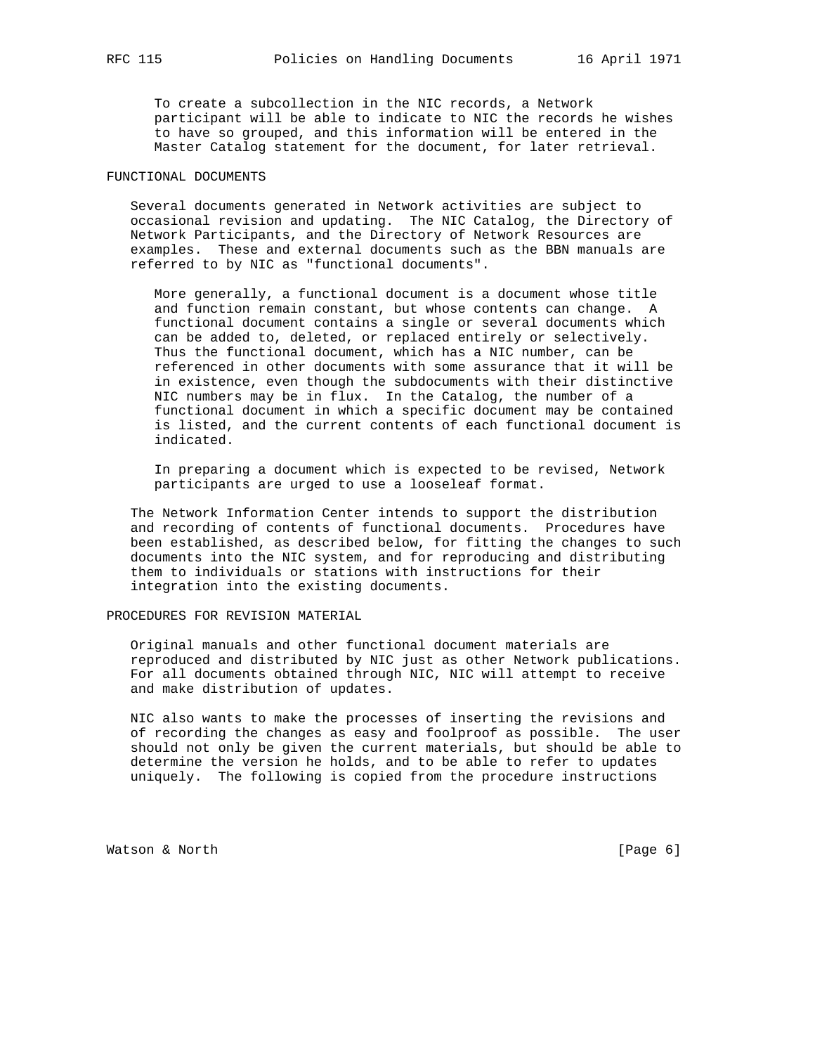To create a subcollection in the NIC records, a Network participant will be able to indicate to NIC the records he wishes to have so grouped, and this information will be entered in the Master Catalog statement for the document, for later retrieval.

## FUNCTIONAL DOCUMENTS

Several documents generated in Network activities are subject to occasional revision and updating. The NIC Catalog, the Directory of Network Participants, and the Directory of Network Resources are examples. These and external documents such as the BBN manuals are referred to by NIC as "functional documents".

More generally, a functional document is a document whose title and function remain constant, but whose contents can change. A functional document contains a single or several documents which can be added to, deleted, or replaced entirely or selectively. Thus the functional document, which has a NIC number, can be referenced in other documents with some assurance that it will be in existence, even though the subdocuments with their distinctive NIC numbers may be in flux. In the Catalog, the number of a functional document in which a specific document may be contained is listed, and the current contents of each functional document is indicated.

In preparing a document which is expected to be revised, Network participants are urged to use a looseleaf format.

The Network Information Center intends to support the distribution and recording of contents of functional documents. Procedures have been established, as described below, for fitting the changes to such documents into the NIC system, and for reproducing and distributing them to individuals or stations with instructions for their integration into the existing documents.

## PROCEDURES FOR REVISION MATERIAL

Original manuals and other functional document materials are reproduced and distributed by NIC just as other Network publications. For all documents obtained through NIC, NIC will attempt to receive and make distribution of updates.

NIC also wants to make the processes of inserting the revisions and of recording the changes as easy and foolproof as possible. The user should not only be given the current materials, but should be able to determine the version he holds, and to be able to refer to updates uniquely. The following is copied from the procedure instructions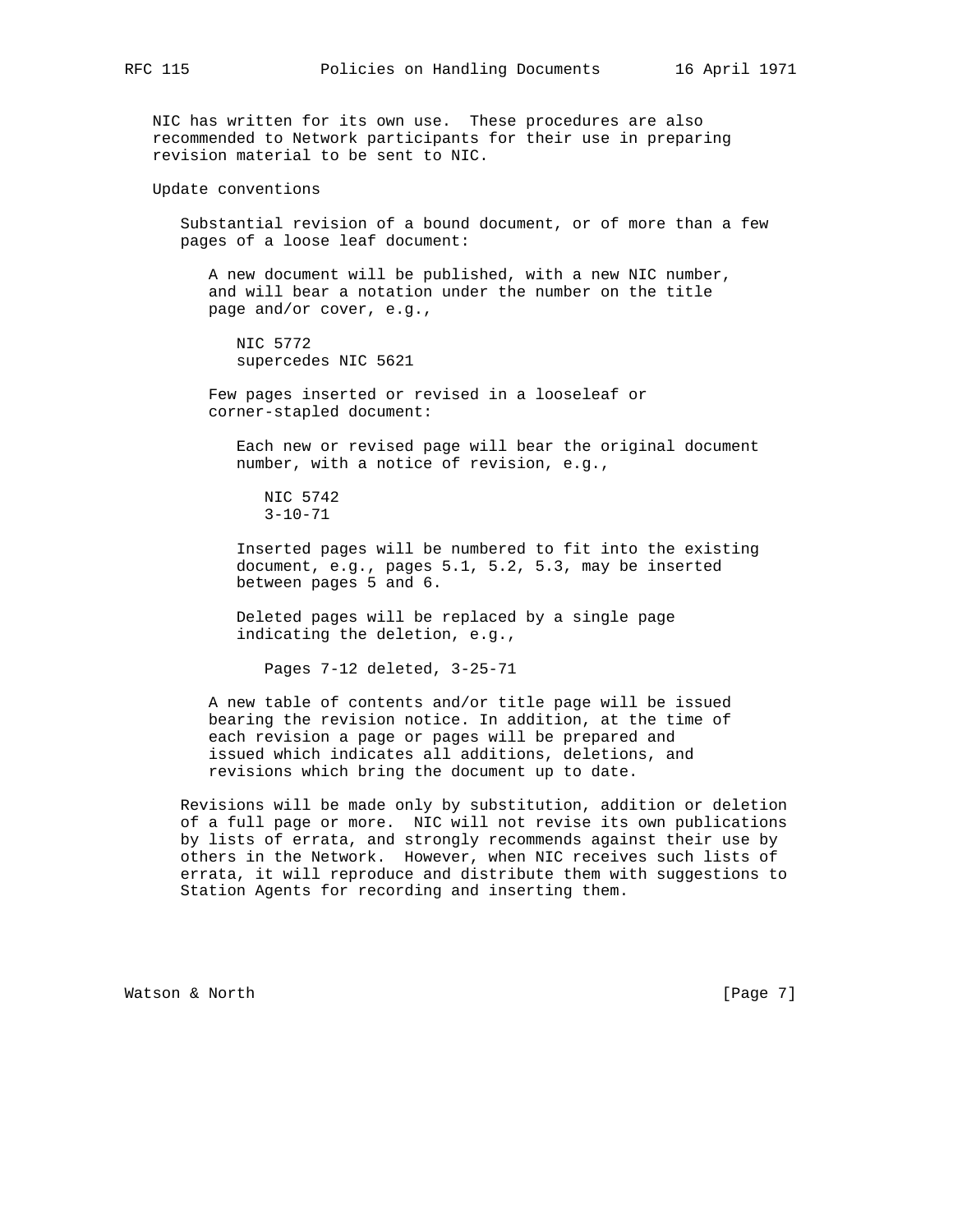NIC has written for its own use. These procedures are also recommended to Network participants for their use in preparing revision material to be sent to NIC.

Update conventions

Substantial revision of a bound document, or of more than a few pages of a loose leaf document:

A new document will be published, with a new NIC number, and will bear a notation under the number on the title page and/or cover, e.g.,

NIC 5772
supercedes NIC 5621

Few pages inserted or revised in a looseleaf or corner-stapled document:

Each new or revised page will bear the original document number, with a notice of revision, e.g.,

NIC 5742
3-10-71

Inserted pages will be numbered to fit into the existing document, e.g., pages 5.1, 5.2, 5.3, may be inserted between pages 5 and 6.

Deleted pages will be replaced by a single page indicating the deletion, e.g.,

Pages 7-12 deleted, 3-25-71

A new table of contents and/or title page will be issued bearing the revision notice. In addition, at the time of each revision a page or pages will be prepared and issued which indicates all additions, deletions, and revisions which bring the document up to date.

Revisions will be made only by substitution, addition or deletion of a full page or more. NIC will not revise its own publications by lists of errata, and strongly recommends against their use by others in the Network. However, when NIC receives such lists of errata, it will reproduce and distribute them with suggestions to Station Agents for recording and inserting them.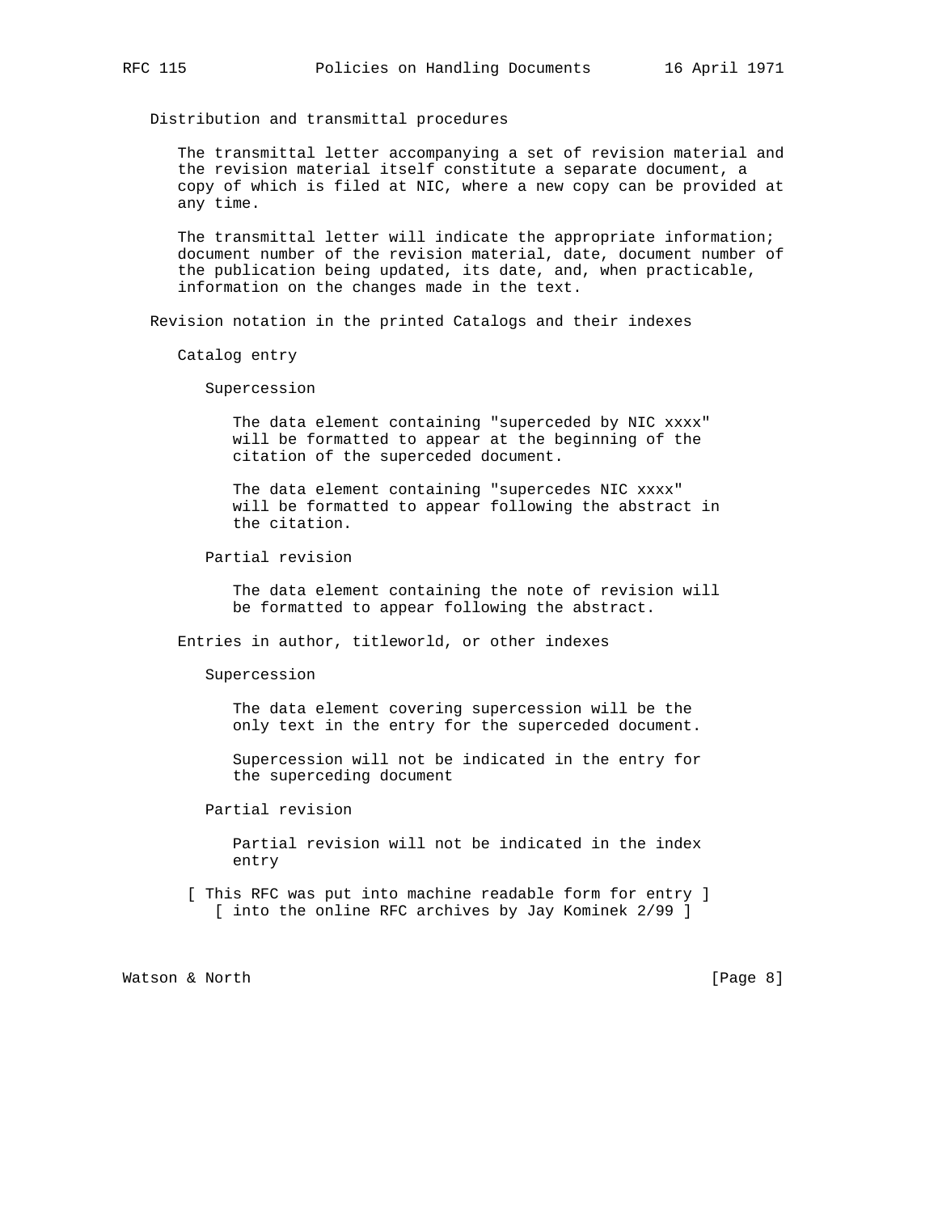## Distribution and transmittal procedures

The transmittal letter accompanying a set of revision material and the revision material itself constitute a separate document, a copy of which is filed at NIC, where a new copy can be provided at any time.

The transmittal letter will indicate the appropriate information; document number of the revision material, date, document number of the publication being updated, its date, and, when practicable, information on the changes made in the text.

## Revision notation in the printed Catalogs and their indexes

### Catalog entry

#### Supercession

The data element containing "superceded by NIC xxxx" will be formatted to appear at the beginning of the citation of the superceded document.

The data element containing "supercedes NIC xxxx" will be formatted to appear following the abstract in the citation.

#### Partial revision

The data element containing the note of revision will be formatted to appear following the abstract.

### Entries in author, titleworld, or other indexes

#### Supercession

The data element covering supercession will be the only text in the entry for the superceded document.

Supercession will not be indicated in the entry for the superceding document

#### Partial revision

Partial revision will not be indicated in the index entry

[ This RFC was put into machine readable form for entry ]
[ into the online RFC archives by Jay Kominek 2/99 ]